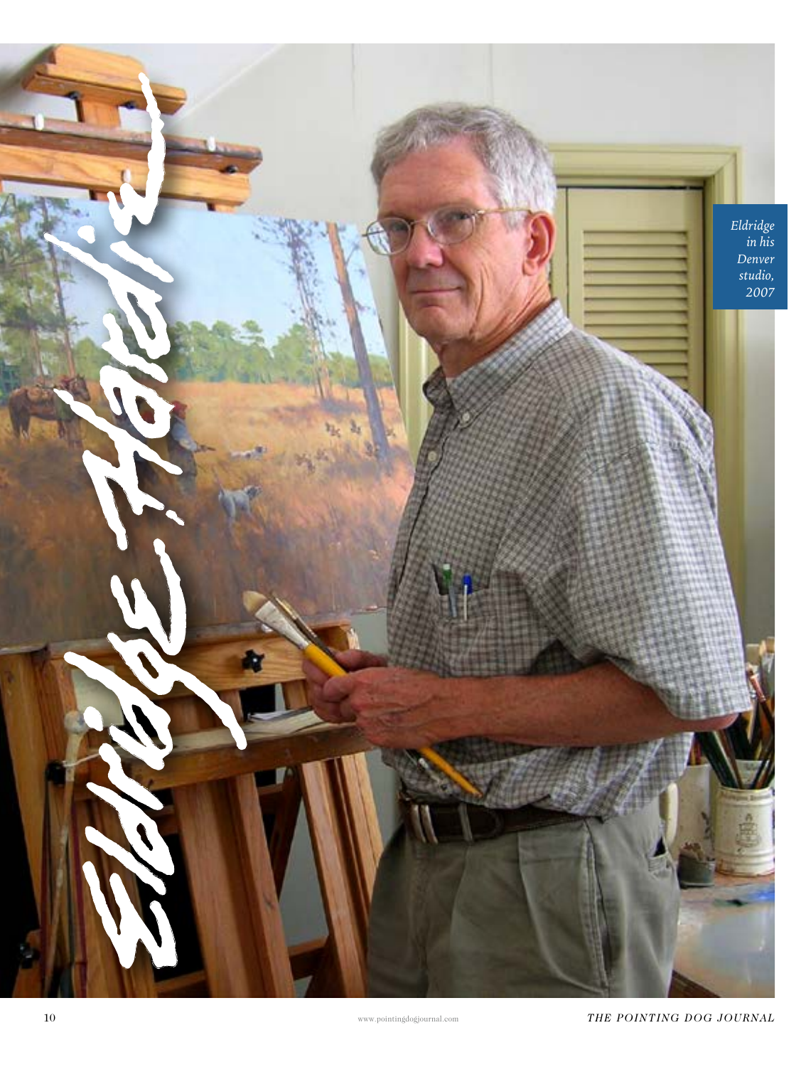# Eldridge Hardie

*Eldridge in his Denver studio, 2007*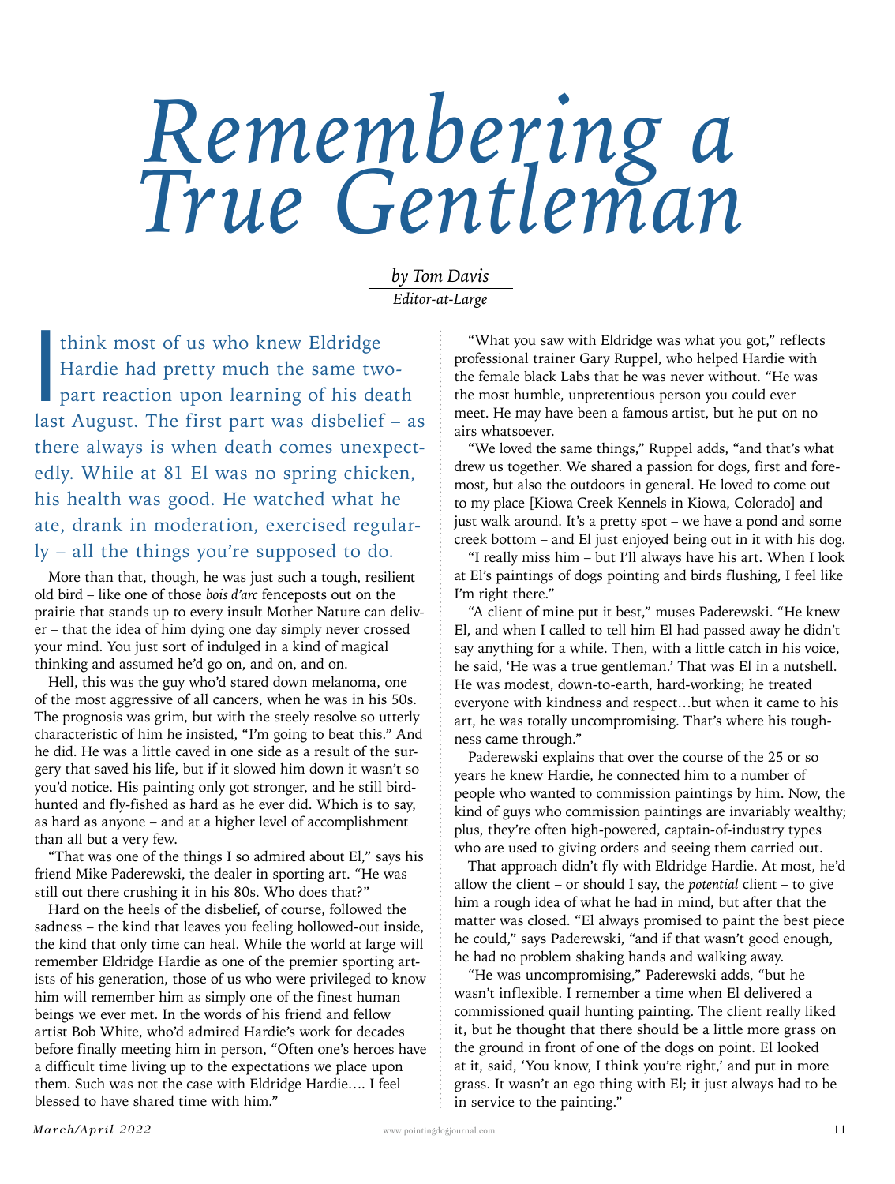# Remembering a True Gentleman

*by Tom Davis*
*Editor-at-Large*

I think most of us who knew Eldridge Hardie had pretty much the same two-part reaction upon learning of his death last August. The first part was disbelief – as there always is when death comes unexpectedly. While at 81 El was no spring chicken, his health was good. He watched what he ate, drank in moderation, exercised regularly – all the things you're supposed to do.

More than that, though, he was just such a tough, resilient old bird – like one of those *bois d'arc* fenceposts out on the prairie that stands up to every insult Mother Nature can deliver – that the idea of him dying one day simply never crossed your mind. You just sort of indulged in a kind of magical thinking and assumed he'd go on, and on, and on.

Hell, this was the guy who'd stared down melanoma, one of the most aggressive of all cancers, when he was in his 50s. The prognosis was grim, but with the steely resolve so utterly characteristic of him he insisted, "I'm going to beat this." And he did. He was a little caved in one side as a result of the surgery that saved his life, but if it slowed him down it wasn't so you'd notice. His painting only got stronger, and he still bird-hunted and fly-fished as hard as he ever did. Which is to say, as hard as anyone – and at a higher level of accomplishment than all but a very few.

"That was one of the things I so admired about El," says his friend Mike Paderewski, the dealer in sporting art. "He was still out there crushing it in his 80s. Who does that?"

Hard on the heels of the disbelief, of course, followed the sadness – the kind that leaves you feeling hollowed-out inside, the kind that only time can heal. While the world at large will remember Eldridge Hardie as one of the premier sporting artists of his generation, those of us who were privileged to know him will remember him as simply one of the finest human beings we ever met. In the words of his friend and fellow artist Bob White, who'd admired Hardie's work for decades before finally meeting him in person, "Often one's heroes have a difficult time living up to the expectations we place upon them. Such was not the case with Eldridge Hardie…. I feel blessed to have shared time with him."

"What you saw with Eldridge was what you got," reflects professional trainer Gary Ruppel, who helped Hardie with the female black Labs that he was never without. "He was the most humble, unpretentious person you could ever meet. He may have been a famous artist, but he put on no airs whatsoever.

"We loved the same things," Ruppel adds, "and that's what drew us together. We shared a passion for dogs, first and foremost, but also the outdoors in general. He loved to come out to my place [Kiowa Creek Kennels in Kiowa, Colorado] and just walk around. It's a pretty spot – we have a pond and some creek bottom – and El just enjoyed being out in it with his dog.

"I really miss him – but I'll always have his art. When I look at El's paintings of dogs pointing and birds flushing, I feel like I'm right there."

"A client of mine put it best," muses Paderewski. "He knew El, and when I called to tell him El had passed away he didn't say anything for a while. Then, with a little catch in his voice, he said, 'He was a true gentleman.' That was El in a nutshell. He was modest, down-to-earth, hard-working; he treated everyone with kindness and respect…but when it came to his art, he was totally uncompromising. That's where his toughness came through."

Paderewski explains that over the course of the 25 or so years he knew Hardie, he connected him to a number of people who wanted to commission paintings by him. Now, the kind of guys who commission paintings are invariably wealthy; plus, they're often high-powered, captain-of-industry types who are used to giving orders and seeing them carried out.

That approach didn't fly with Eldridge Hardie. At most, he'd allow the client – or should I say, the *potential* client – to give him a rough idea of what he had in mind, but after that the matter was closed. "El always promised to paint the best piece he could," says Paderewski, "and if that wasn't good enough, he had no problem shaking hands and walking away.

"He was uncompromising," Paderewski adds, "but he wasn't inflexible. I remember a time when El delivered a commissioned quail hunting painting. The client really liked it, but he thought that there should be a little more grass on the ground in front of one of the dogs on point. El looked at it, said, 'You know, I think you're right,' and put in more grass. It wasn't an ego thing with El; it just always had to be in service to the painting."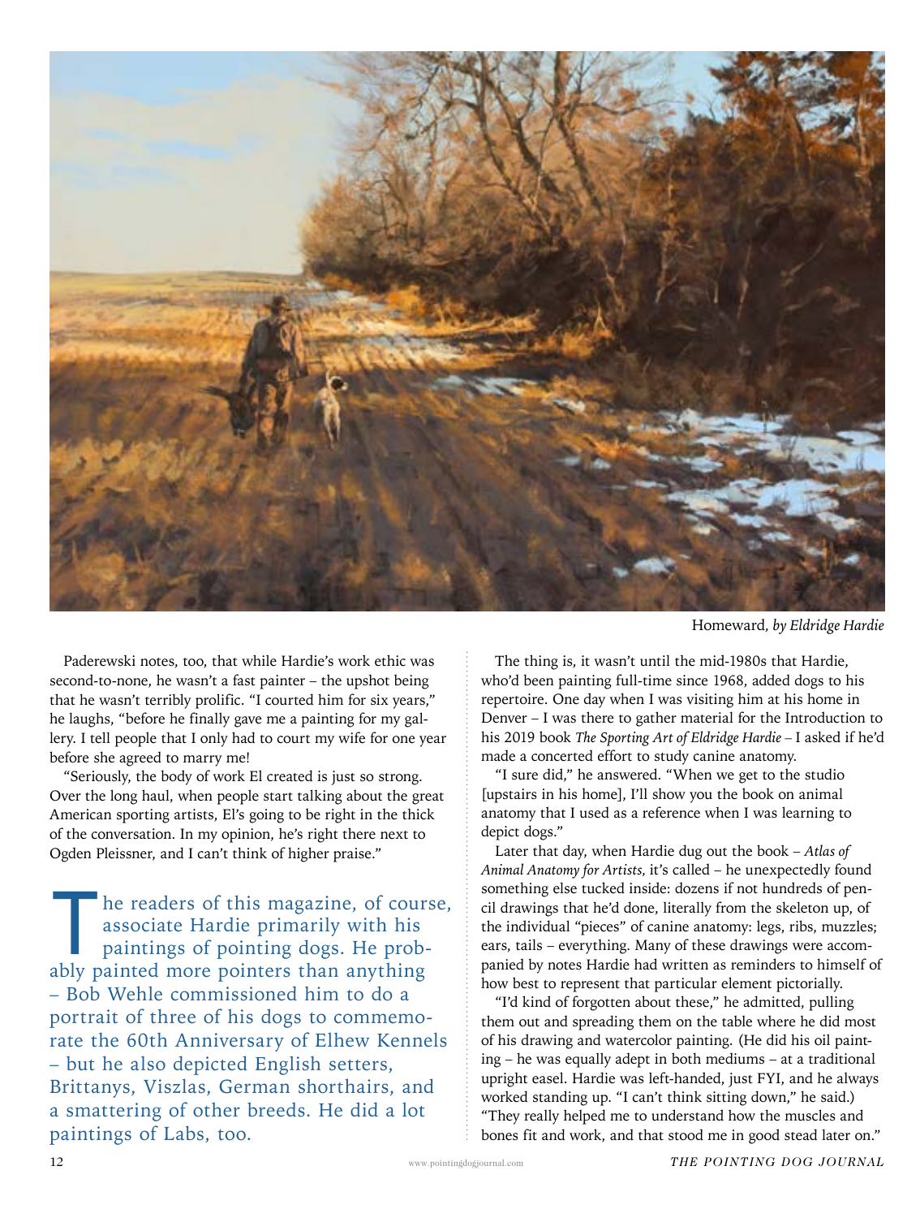Homeward, *by Eldridge Hardie*

Paderewski notes, too, that while Hardie's work ethic was second-to-none, he wasn't a fast painter – the upshot being that he wasn't terribly prolific. "I courted him for six years," he laughs, "before he finally gave me a painting for my gallery. I tell people that I only had to court my wife for one year before she agreed to marry me!

"Seriously, the body of work El created is just so strong. Over the long haul, when people start talking about the great American sporting artists, El's going to be right in the thick of the conversation. In my opinion, he's right there next to Ogden Pleissner, and I can't think of higher praise."

The readers of this magazine, of course, associate Hardie primarily with his paintings of pointing dogs. He probably painted more pointers than anything – Bob Wehle commissioned him to do a portrait of three of his dogs to commemorate the 60th Anniversary of Elhew Kennels – but he also depicted English setters, Brittanys, Viszlas, German shorthairs, and a smattering of other breeds. He did a lot paintings of Labs, too.

The thing is, it wasn't until the mid-1980s that Hardie, who'd been painting full-time since 1968, added dogs to his repertoire. One day when I was visiting him at his home in Denver – I was there to gather material for the Introduction to his 2019 book *The Sporting Art of Eldridge Hardie* – I asked if he'd made a concerted effort to study canine anatomy.

"I sure did," he answered. "When we get to the studio [upstairs in his home], I'll show you the book on animal anatomy that I used as a reference when I was learning to depict dogs."

Later that day, when Hardie dug out the book – *Atlas of Animal Anatomy for Artists*, it's called – he unexpectedly found something else tucked inside: dozens if not hundreds of pencil drawings that he'd done, literally from the skeleton up, of the individual "pieces" of canine anatomy: legs, ribs, muzzles; ears, tails – everything. Many of these drawings were accompanied by notes Hardie had written as reminders to himself of how best to represent that particular element pictorially.

"I'd kind of forgotten about these," he admitted, pulling them out and spreading them on the table where he did most of his drawing and watercolor painting. (He did his oil painting – he was equally adept in both mediums – at a traditional upright easel. Hardie was left-handed, just FYI, and he always worked standing up. "I can't think sitting down," he said.) "They really helped me to understand how the muscles and bones fit and work, and that stood me in good stead later on."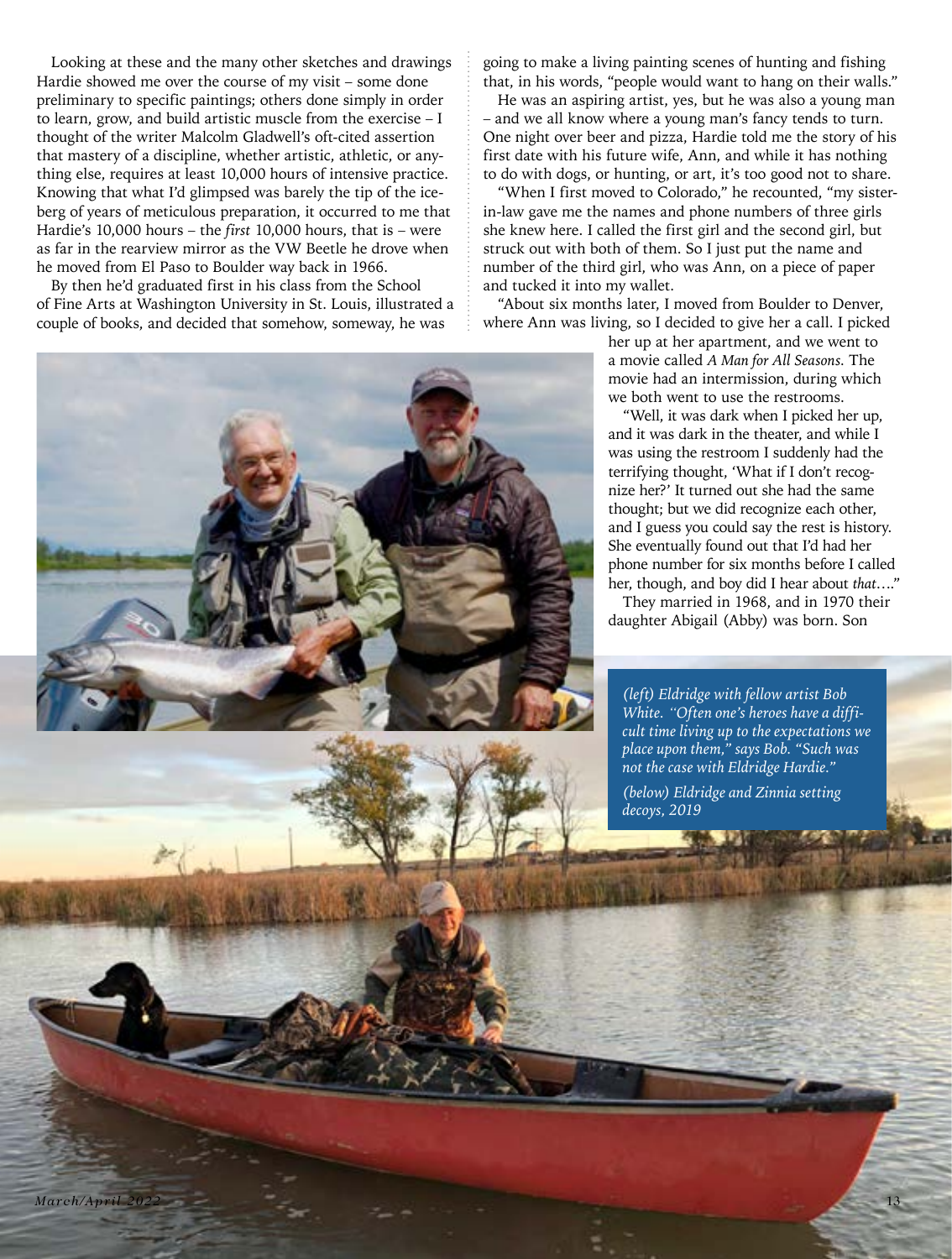Looking at these and the many other sketches and drawings Hardie showed me over the course of my visit – some done preliminary to specific paintings; others done simply in order to learn, grow, and build artistic muscle from the exercise – I thought of the writer Malcolm Gladwell's oft-cited assertion that mastery of a discipline, whether artistic, athletic, or anything else, requires at least 10,000 hours of intensive practice. Knowing that what I'd glimpsed was barely the tip of the iceberg of years of meticulous preparation, it occurred to me that Hardie's 10,000 hours – the *first* 10,000 hours, that is – were as far in the rearview mirror as the VW Beetle he drove when he moved from El Paso to Boulder way back in 1966.

By then he'd graduated first in his class from the School of Fine Arts at Washington University in St. Louis, illustrated a couple of books, and decided that somehow, someway, he was going to make a living painting scenes of hunting and fishing that, in his words, "people would want to hang on their walls."

He was an aspiring artist, yes, but he was also a young man – and we all know where a young man's fancy tends to turn. One night over beer and pizza, Hardie told me the story of his first date with his future wife, Ann, and while it has nothing to do with dogs, or hunting, or art, it's too good not to share.

"When I first moved to Colorado," he recounted, "my sister-in-law gave me the names and phone numbers of three girls she knew here. I called the first girl and the second girl, but struck out with both of them. So I just put the name and number of the third girl, who was Ann, on a piece of paper and tucked it into my wallet.

"About six months later, I moved from Boulder to Denver, where Ann was living, so I decided to give her a call. I picked her up at her apartment, and we went to a movie called *A Man for All Seasons*. The movie had an intermission, during which we both went to use the restrooms.

"Well, it was dark when I picked her up, and it was dark in the theater, and while I was using the restroom I suddenly had the terrifying thought, 'What if I don't recognize her?' It turned out she had the same thought; but we did recognize each other, and I guess you could say the rest is history. She eventually found out that I'd had her phone number for six months before I called her, though, and boy did I hear about *that*…."

They married in 1968, and in 1970 their daughter Abigail (Abby) was born. Son

*(left) Eldridge with fellow artist Bob White. "Often one's heroes have a difficult time living up to the expectations we place upon them," says Bob. "Such was not the case with Eldridge Hardie."*

*(below) Eldridge and Zinnia setting decoys, 2019*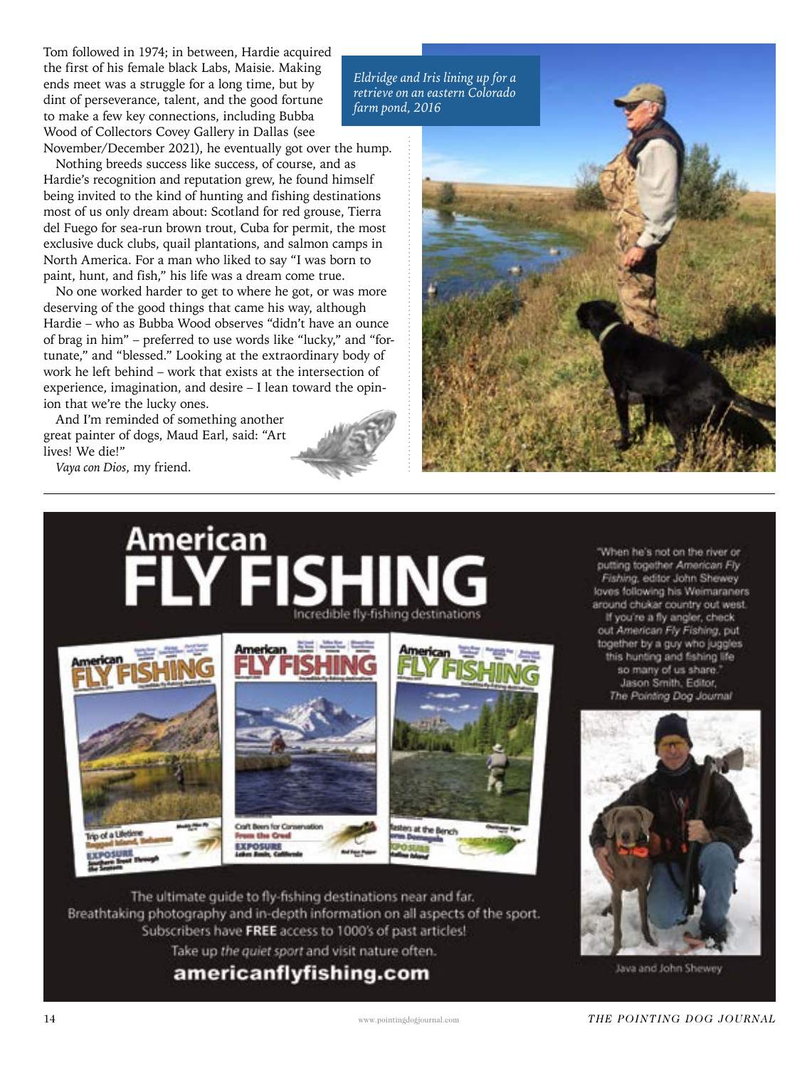Tom followed in 1974; in between, Hardie acquired the first of his female black Labs, Maisie. Making ends meet was a struggle for a long time, but by dint of perseverance, talent, and the good fortune to make a few key connections, including Bubba Wood of Collectors Covey Gallery in Dallas (see November/December 2021), he eventually got over the hump.

Nothing breeds success like success, of course, and as Hardie's recognition and reputation grew, he found himself being invited to the kind of hunting and fishing destinations most of us only dream about: Scotland for red grouse, Tierra del Fuego for sea-run brown trout, Cuba for permit, the most exclusive duck clubs, quail plantations, and salmon camps in North America. For a man who liked to say "I was born to paint, hunt, and fish," his life was a dream come true.

No one worked harder to get to where he got, or was more deserving of the good things that came his way, although Hardie – who as Bubba Wood observes "didn't have an ounce of brag in him" – preferred to use words like "lucky," and "fortunate," and "blessed." Looking at the extraordinary body of work he left behind – work that exists at the intersection of experience, imagination, and desire – I lean toward the opinion that we're the lucky ones.

And I'm reminded of something another great painter of dogs, Maud Earl, said: "Art lives! We die!"

*Vaya con Dios*, my friend.

*Eldridge and Iris lining up for a retrieve on an eastern Colorado farm pond, 2016*

---

# American FLY FISHING

Incredible fly-fishing destinations

"When he's not on the river or putting together *American Fly Fishing*, editor John Shewey loves following his Weimaraners around chukar country out west. If you're a fly angler, check out *American Fly Fishing*, put together by a guy who juggles this hunting and fishing life so many of us share."
Jason Smith, Editor, *The Pointing Dog Journal*

Java and John Shewey

The ultimate guide to fly-fishing destinations near and far.
Breathtaking photography and in-depth information on all aspects of the sport.
Subscribers have **FREE** access to 1000's of past articles!
Take up *the quiet sport* and visit nature often.

**americanflyfishing.com**